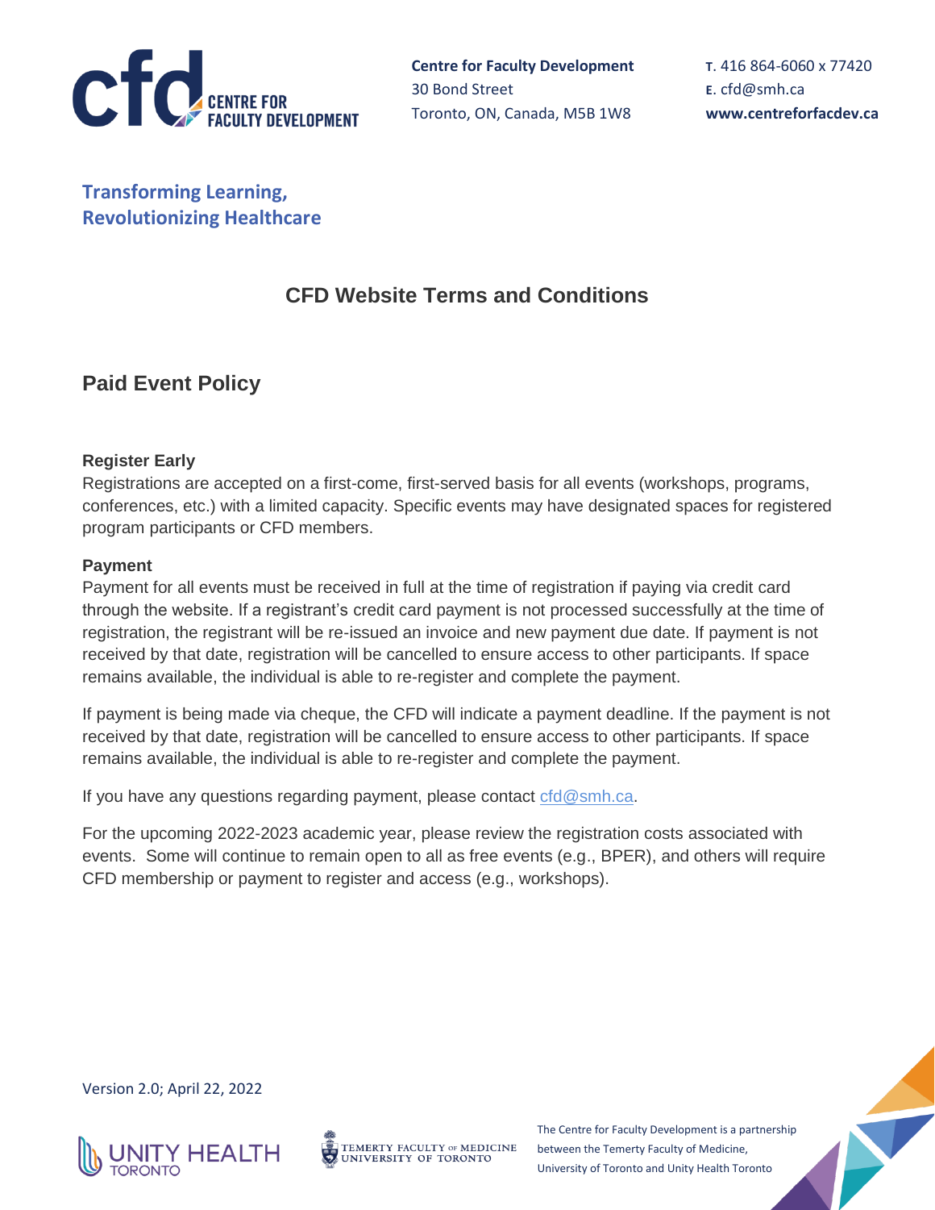Centre for Faculty Development
30 Bond Street
Toronto, ON, Canada, M5B 1W8

T. 416 864-6060 x 77420
E. cfd@smh.ca
www.centreforfacdev.ca

**Transforming Learning,**
**Revolutionizing Healthcare**

# CFD Website Terms and Conditions

## Paid Event Policy

### Register Early

Registrations are accepted on a first-come, first-served basis for all events (workshops, programs, conferences, etc.) with a limited capacity. Specific events may have designated spaces for registered program participants or CFD members.

### Payment

Payment for all events must be received in full at the time of registration if paying via credit card through the website. If a registrant's credit card payment is not processed successfully at the time of registration, the registrant will be re-issued an invoice and new payment due date. If payment is not received by that date, registration will be cancelled to ensure access to other participants. If space remains available, the individual is able to re-register and complete the payment.

If payment is being made via cheque, the CFD will indicate a payment deadline. If the payment is not received by that date, registration will be cancelled to ensure access to other participants. If space remains available, the individual is able to re-register and complete the payment.

If you have any questions regarding payment, please contact cfd@smh.ca.

For the upcoming 2022-2023 academic year, please review the registration costs associated with events. Some will continue to remain open to all as free events (e.g., BPER), and others will require CFD membership or payment to register and access (e.g., workshops).

Version 2.0; April 22, 2022

The Centre for Faculty Development is a partnership between the Temerty Faculty of Medicine, University of Toronto and Unity Health Toronto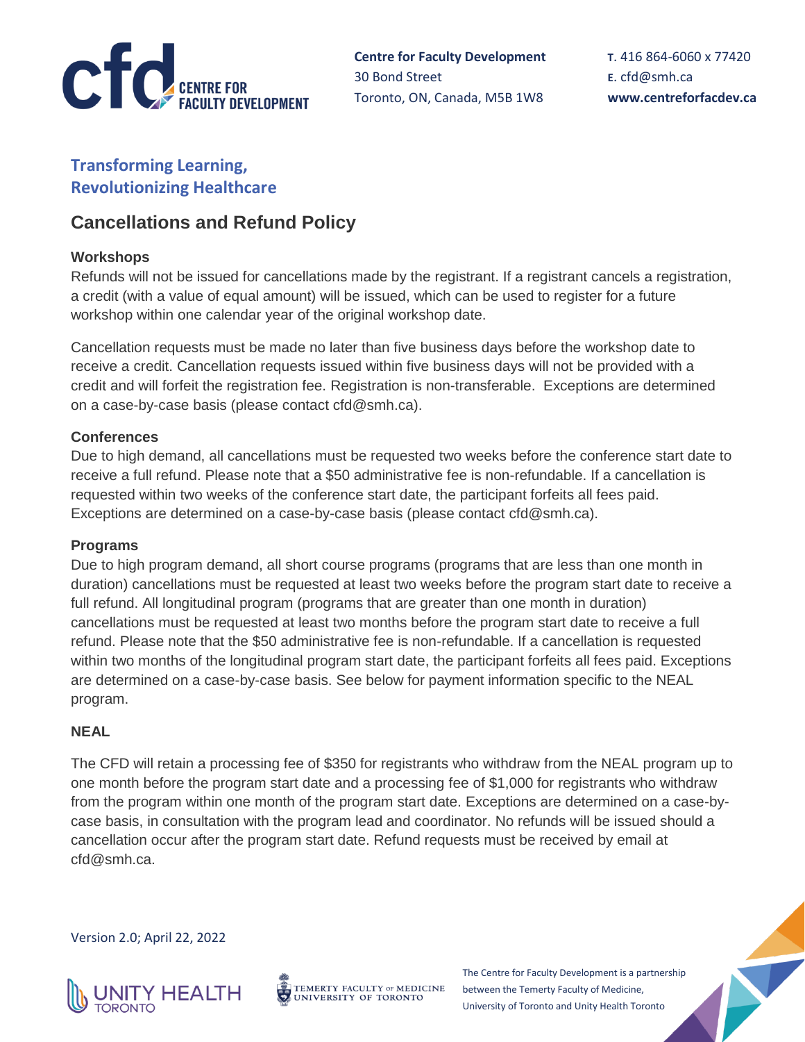**Centre for Faculty Development**
30 Bond Street
Toronto, ON, Canada, M5B 1W8

**T.** 416 864-6060 x 77420
**E.** cfd@smh.ca
**www.centreforfacdev.ca**

## Transforming Learning, Revolutionizing Healthcare

# Cancellations and Refund Policy

### Workshops

Refunds will not be issued for cancellations made by the registrant. If a registrant cancels a registration, a credit (with a value of equal amount) will be issued, which can be used to register for a future workshop within one calendar year of the original workshop date.

Cancellation requests must be made no later than five business days before the workshop date to receive a credit. Cancellation requests issued within five business days will not be provided with a credit and will forfeit the registration fee. Registration is non-transferable. Exceptions are determined on a case-by-case basis (please contact cfd@smh.ca).

### Conferences

Due to high demand, all cancellations must be requested two weeks before the conference start date to receive a full refund. Please note that a $50 administrative fee is non-refundable. If a cancellation is requested within two weeks of the conference start date, the participant forfeits all fees paid. Exceptions are determined on a case-by-case basis (please contact cfd@smh.ca).

### Programs

Due to high program demand, all short course programs (programs that are less than one month in duration) cancellations must be requested at least two weeks before the program start date to receive a full refund. All longitudinal program (programs that are greater than one month in duration) cancellations must be requested at least two months before the program start date to receive a full refund. Please note that the $50 administrative fee is non-refundable. If a cancellation is requested within two months of the longitudinal program start date, the participant forfeits all fees paid. Exceptions are determined on a case-by-case basis. See below for payment information specific to the NEAL program.

### NEAL

The CFD will retain a processing fee of $350 for registrants who withdraw from the NEAL program up to one month before the program start date and a processing fee of $1,000 for registrants who withdraw from the program within one month of the program start date. Exceptions are determined on a case-by-case basis, in consultation with the program lead and coordinator. No refunds will be issued should a cancellation occur after the program start date. Refund requests must be received by email at cfd@smh.ca.

Version 2.0; April 22, 2022

The Centre for Faculty Development is a partnership between the Temerty Faculty of Medicine, University of Toronto and Unity Health Toronto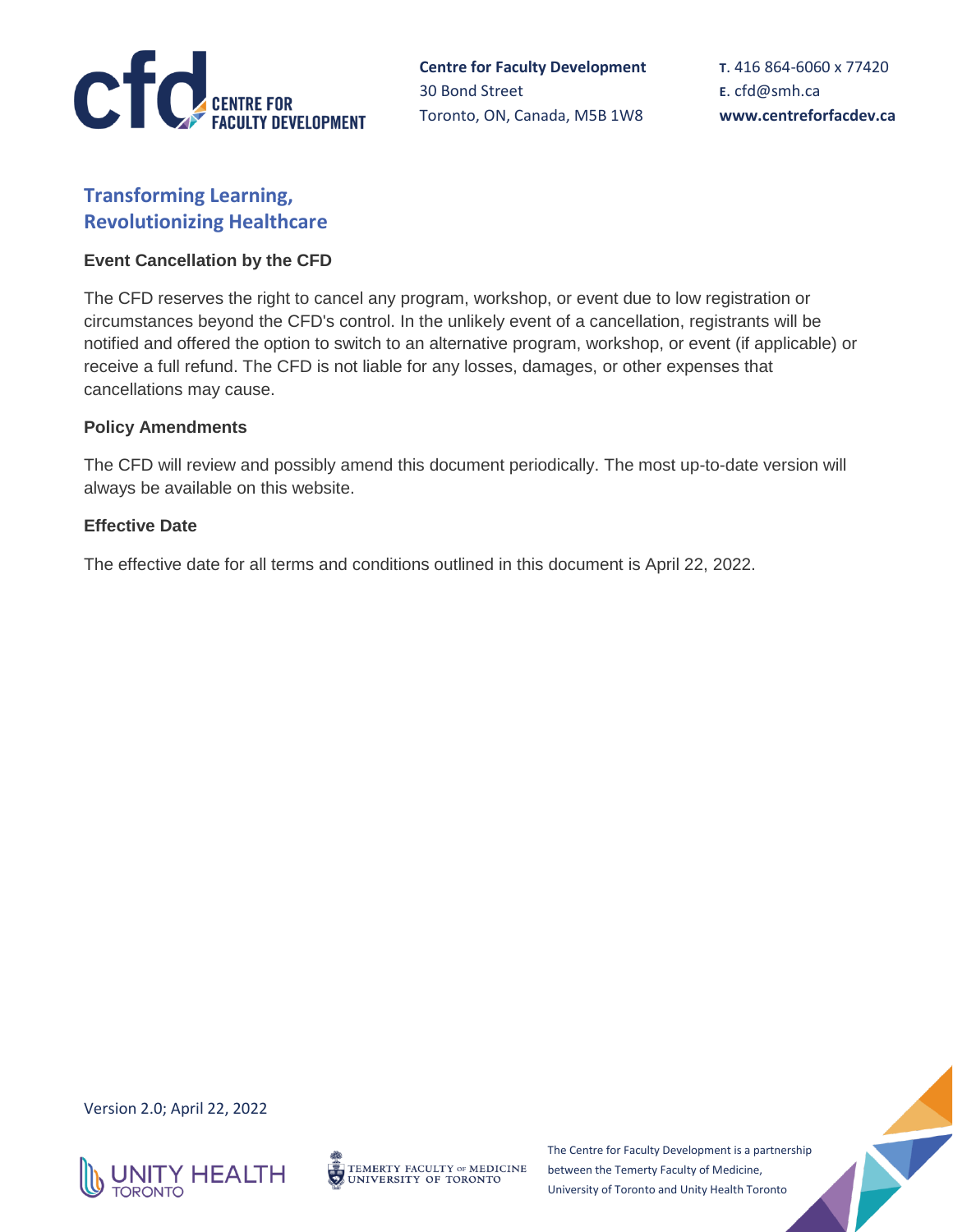## Transforming Learning, Revolutionizing Healthcare

### Event Cancellation by the CFD

The CFD reserves the right to cancel any program, workshop, or event due to low registration or circumstances beyond the CFD's control. In the unlikely event of a cancellation, registrants will be notified and offered the option to switch to an alternative program, workshop, or event (if applicable) or receive a full refund. The CFD is not liable for any losses, damages, or other expenses that cancellations may cause.

### Policy Amendments

The CFD will review and possibly amend this document periodically. The most up-to-date version will always be available on this website.

### Effective Date

The effective date for all terms and conditions outlined in this document is April 22, 2022.

Version 2.0; April 22, 2022